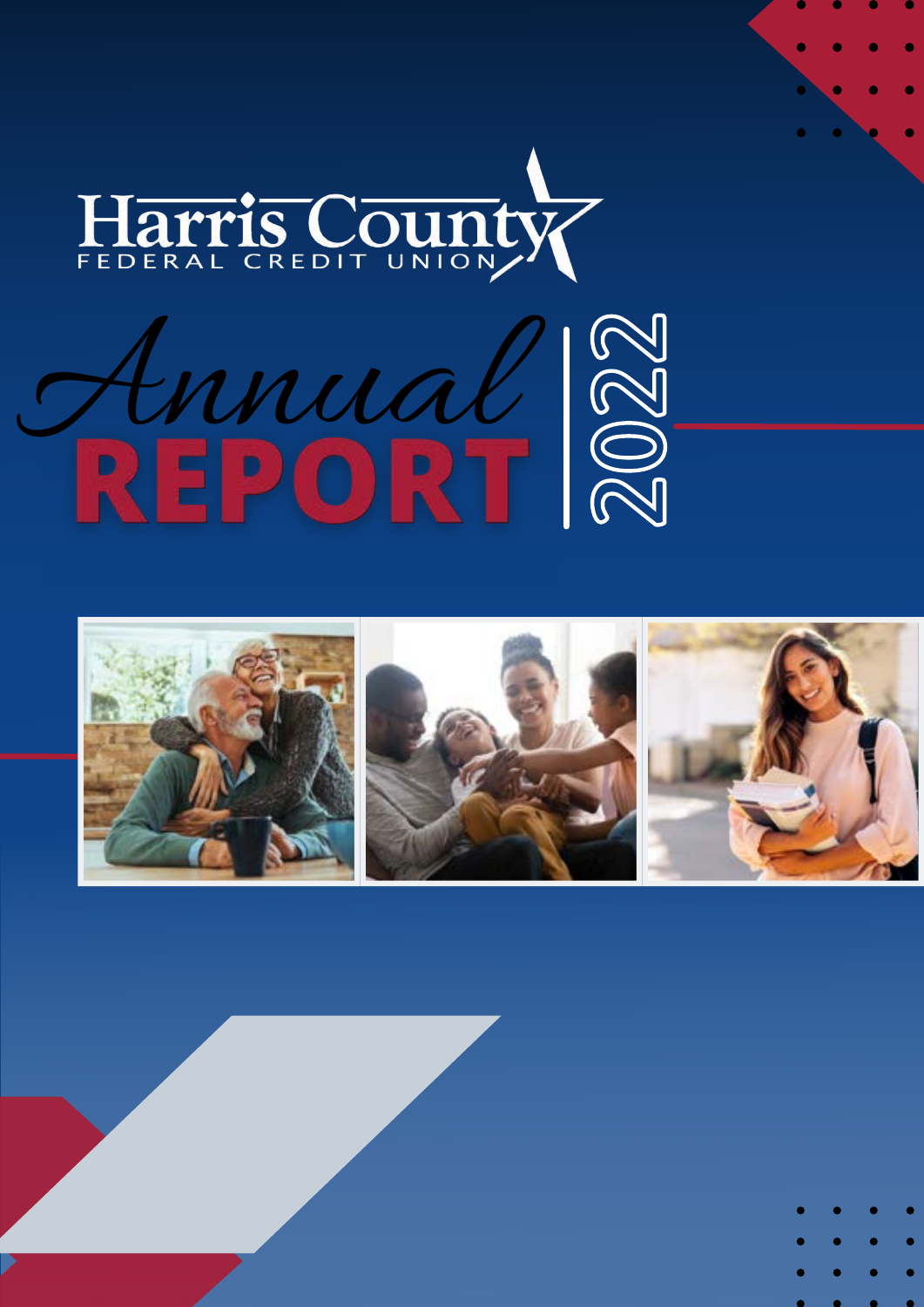Harris County

FEDERAL CREDIT UNION

# Annual REPORT 2022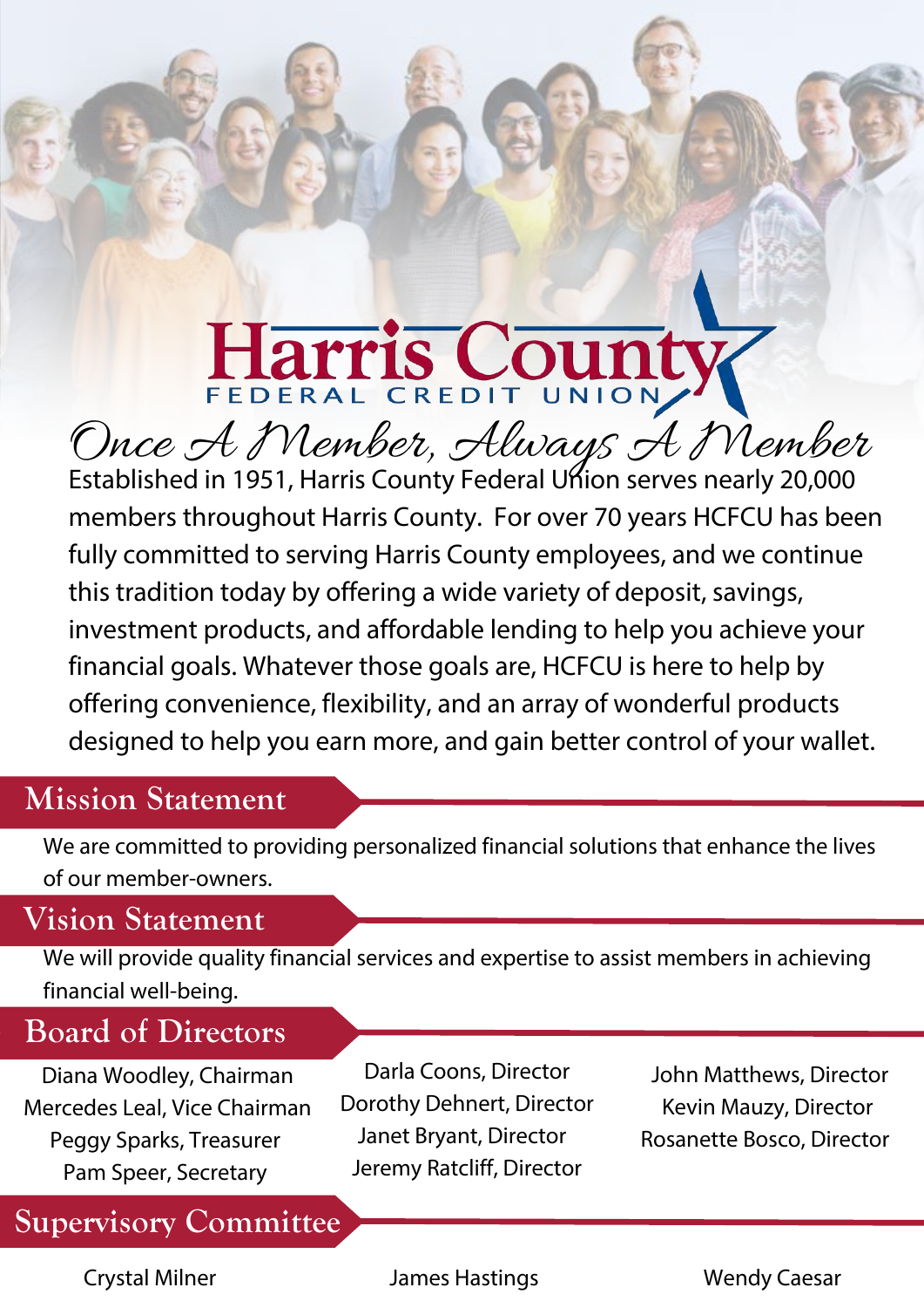# Harris County

FEDERAL CREDIT UNION

*Once A Member, Always A Member*

Established in 1951, Harris County Federal Union serves nearly 20,000 members throughout Harris County. For over 70 years HCFCU has been fully committed to serving Harris County employees, and we continue this tradition today by offering a wide variety of deposit, savings, investment products, and affordable lending to help you achieve your financial goals. Whatever those goals are, HCFCU is here to help by offering convenience, flexibility, and an array of wonderful products designed to help you earn more, and gain better control of your wallet.

## Mission Statement

We are committed to providing personalized financial solutions that enhance the lives of our member-owners.

## Vision Statement

We will provide quality financial services and expertise to assist members in achieving financial well-being.

## Board of Directors

Diana Woodley, Chairman
Mercedes Leal, Vice Chairman
Peggy Sparks, Treasurer
Pam Speer, Secretary

Darla Coons, Director
Dorothy Dehnert, Director
Janet Bryant, Director
Jeremy Ratcliff, Director

John Matthews, Director
Kevin Mauzy, Director
Rosanette Bosco, Director

## Supervisory Committee

Crystal Milner

James Hastings

Wendy Caesar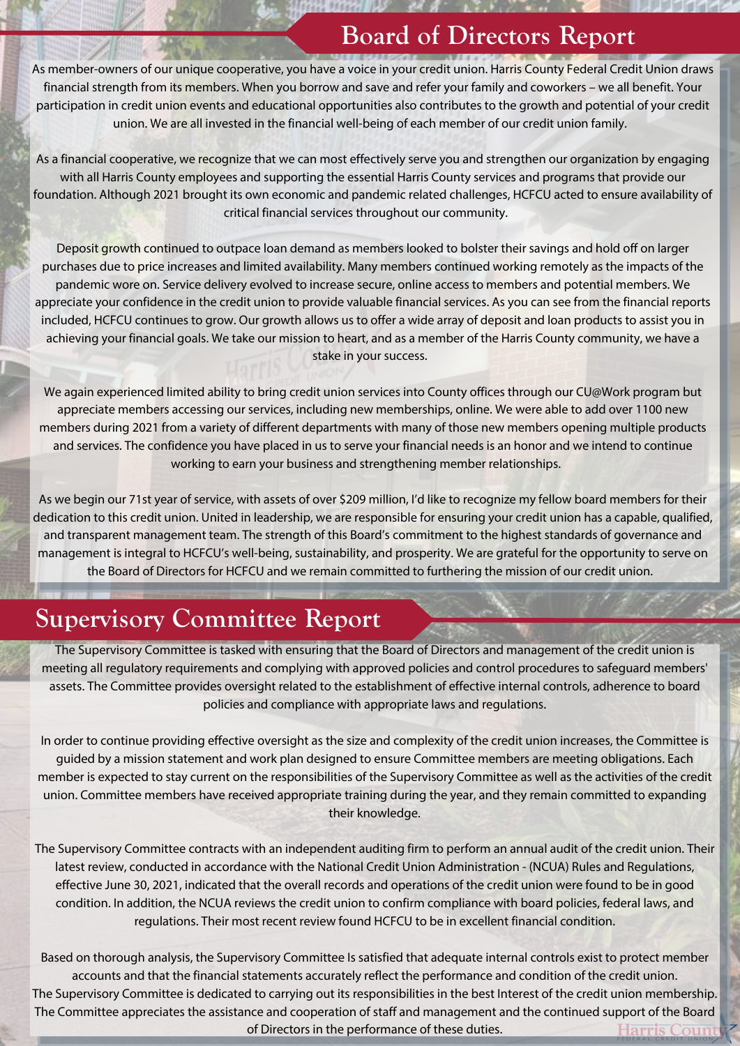## Board of Directors Report

As member-owners of our unique cooperative, you have a voice in your credit union. Harris County Federal Credit Union draws financial strength from its members. When you borrow and save and refer your family and coworkers – we all benefit. Your participation in credit union events and educational opportunities also contributes to the growth and potential of your credit union. We are all invested in the financial well-being of each member of our credit union family.

As a financial cooperative, we recognize that we can most effectively serve you and strengthen our organization by engaging with all Harris County employees and supporting the essential Harris County services and programs that provide our foundation. Although 2021 brought its own economic and pandemic related challenges, HCFCU acted to ensure availability of critical financial services throughout our community.

Deposit growth continued to outpace loan demand as members looked to bolster their savings and hold off on larger purchases due to price increases and limited availability. Many members continued working remotely as the impacts of the pandemic wore on. Service delivery evolved to increase secure, online access to members and potential members. We appreciate your confidence in the credit union to provide valuable financial services. As you can see from the financial reports included, HCFCU continues to grow. Our growth allows us to offer a wide array of deposit and loan products to assist you in achieving your financial goals. We take our mission to heart, and as a member of the Harris County community, we have a stake in your success.

We again experienced limited ability to bring credit union services into County offices through our CU@Work program but appreciate members accessing our services, including new memberships, online. We were able to add over 1100 new members during 2021 from a variety of different departments with many of those new members opening multiple products and services. The confidence you have placed in us to serve your financial needs is an honor and we intend to continue working to earn your business and strengthening member relationships.

As we begin our 71st year of service, with assets of over $209 million, I'd like to recognize my fellow board members for their dedication to this credit union. United in leadership, we are responsible for ensuring your credit union has a capable, qualified, and transparent management team. The strength of this Board's commitment to the highest standards of governance and management is integral to HCFCU's well-being, sustainability, and prosperity. We are grateful for the opportunity to serve on the Board of Directors for HCFCU and we remain committed to furthering the mission of our credit union.

## Supervisory Committee Report

The Supervisory Committee is tasked with ensuring that the Board of Directors and management of the credit union is meeting all regulatory requirements and complying with approved policies and control procedures to safeguard members' assets. The Committee provides oversight related to the establishment of effective internal controls, adherence to board policies and compliance with appropriate laws and regulations.

In order to continue providing effective oversight as the size and complexity of the credit union increases, the Committee is guided by a mission statement and work plan designed to ensure Committee members are meeting obligations. Each member is expected to stay current on the responsibilities of the Supervisory Committee as well as the activities of the credit union. Committee members have received appropriate training during the year, and they remain committed to expanding their knowledge.

The Supervisory Committee contracts with an independent auditing firm to perform an annual audit of the credit union. Their latest review, conducted in accordance with the National Credit Union Administration - (NCUA) Rules and Regulations, effective June 30, 2021, indicated that the overall records and operations of the credit union were found to be in good condition. In addition, the NCUA reviews the credit union to confirm compliance with board policies, federal laws, and regulations. Their most recent review found HCFCU to be in excellent financial condition.

Based on thorough analysis, the Supervisory Committee Is satisfied that adequate internal controls exist to protect member accounts and that the financial statements accurately reflect the performance and condition of the credit union. The Supervisory Committee is dedicated to carrying out its responsibilities in the best Interest of the credit union membership. The Committee appreciates the assistance and cooperation of staff and management and the continued support of the Board of Directors in the performance of these duties.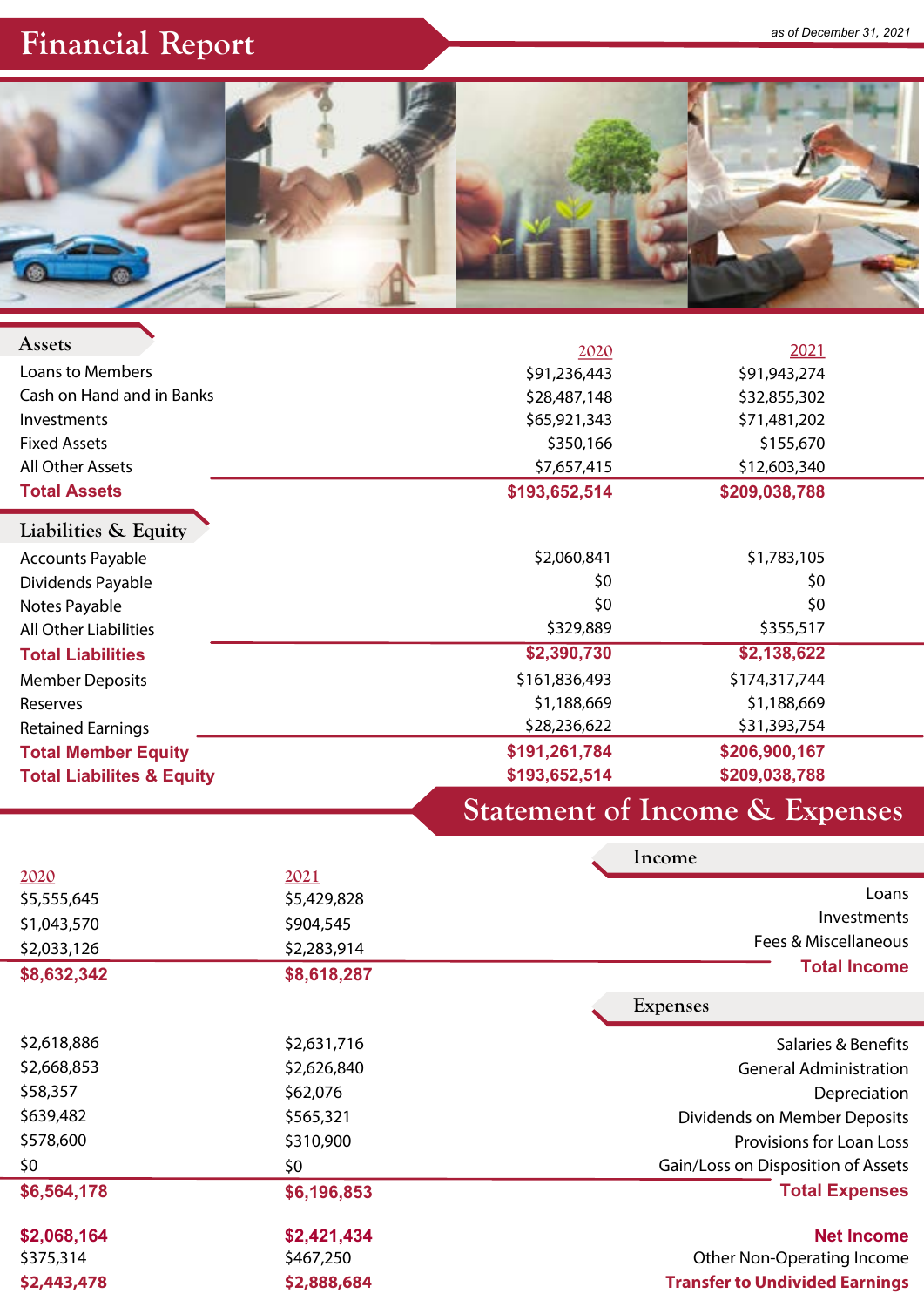# Financial Report

*as of December 31, 2021*

## Assets

| | 2020 | 2021 |
|---|---|---|
| Loans to Members | $91,236,443 | $91,943,274 |
| Cash on Hand and in Banks | $28,487,148 | $32,855,302 |
| Investments | $65,921,343 | $71,481,202 |
| Fixed Assets | $350,166 | $155,670 |
| All Other Assets | $7,657,415 | $12,603,340 |
| **Total Assets** | **$193,652,514** | **$209,038,788** |

## Liabilities & Equity

| | 2020 | 2021 |
|---|---|---|
| Accounts Payable | $2,060,841 | $1,783,105 |
| Dividends Payable | $0 | $0 |
| Notes Payable | $0 | $0 |
| All Other Liabilities | $329,889 | $355,517 |
| **Total Liabilities** | **$2,390,730** | **$2,138,622** |
| Member Deposits | $161,836,493 | $174,317,744 |
| Reserves | $1,188,669 | $1,188,669 |
| Retained Earnings | $28,236,622 | $31,393,754 |
| **Total Member Equity** | **$191,261,784** | **$206,900,167** |
| **Total Liabilites & Equity** | **$193,652,514** | **$209,038,788** |

# Statement of Income & Expenses

## Income

| | 2020 | 2021 |
|---|---|---|
| Loans | $5,555,645 | $5,429,828 |
| Investments | $1,043,570 | $904,545 |
| Fees & Miscellaneous | $2,033,126 | $2,283,914 |
| **Total Income** | **$8,632,342** | **$8,618,287** |

## Expenses

| | 2020 | 2021 |
|---|---|---|
| Salaries & Benefits | $2,618,886 | $2,631,716 |
| General Administration | $2,668,853 | $2,626,840 |
| Depreciation | $58,357 | $62,076 |
| Dividends on Member Deposits | $639,482 | $565,321 |
| Provisions for Loan Loss | $578,600 | $310,900 |
| Gain/Loss on Disposition of Assets | $0 | $0 |
| **Total Expenses** | **$6,564,178** | **$6,196,853** |
| **Net Income** | **$2,068,164** | **$2,421,434** |
| Other Non-Operating Income | $375,314 | $467,250 |
| **Transfer to Undivided Earnings** | **$2,443,478** | **$2,888,684** |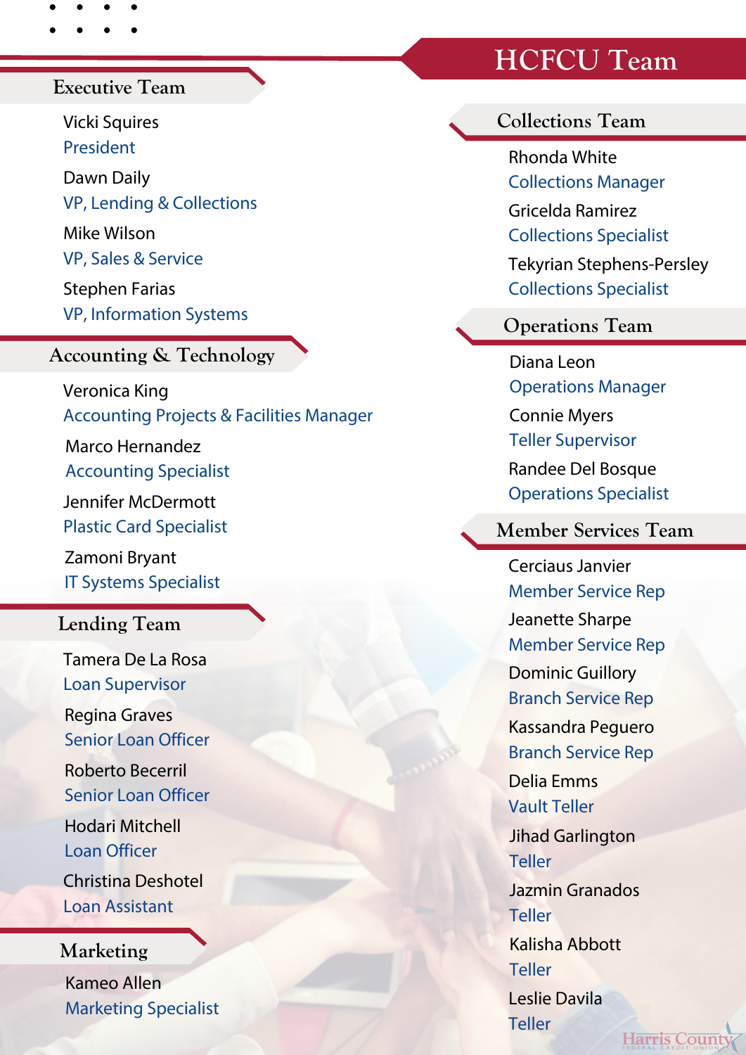# HCFCU Team

## Executive Team

Vicki Squires
President

Dawn Daily
VP, Lending & Collections

Mike Wilson
VP, Sales & Service

Stephen Farias
VP, Information Systems

## Accounting & Technology

Veronica King
Accounting Projects & Facilities Manager

Marco Hernandez
Accounting Specialist

Jennifer McDermott
Plastic Card Specialist

Zamoni Bryant
IT Systems Specialist

## Lending Team

Tamera De La Rosa
Loan Supervisor

Regina Graves
Senior Loan Officer

Roberto Becerril
Senior Loan Officer

Hodari Mitchell
Loan Officer

Christina Deshotel
Loan Assistant

## Marketing

Kameo Allen
Marketing Specialist

## Collections Team

Rhonda White
Collections Manager

Gricelda Ramirez
Collections Specialist

Tekyrian Stephens-Persley
Collections Specialist

## Operations Team

Diana Leon
Operations Manager

Connie Myers
Teller Supervisor

Randee Del Bosque
Operations Specialist

## Member Services Team

Cerciaus Janvier
Member Service Rep

Jeanette Sharpe
Member Service Rep

Dominic Guillory
Branch Service Rep

Kassandra Peguero
Branch Service Rep

Delia Emms
Vault Teller

Jihad Garlington
Teller

Jazmin Granados
Teller

Kalisha Abbott
Teller

Leslie Davila
Teller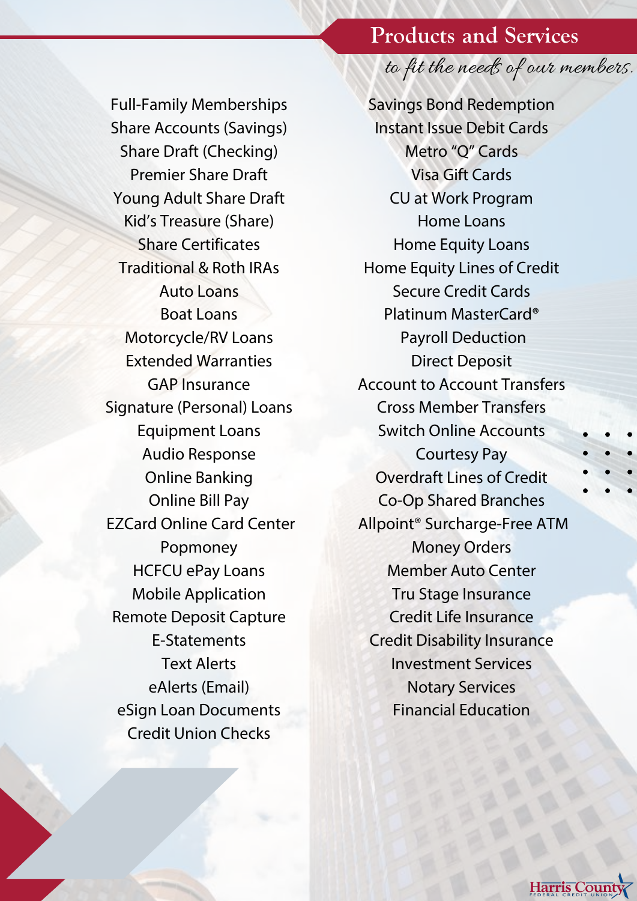## Products and Services

*to fit the needs of our members.*

Full-Family Memberships
Share Accounts (Savings)
Share Draft (Checking)
Premier Share Draft
Young Adult Share Draft
Kid's Treasure (Share)
Share Certificates
Traditional & Roth IRAs
Auto Loans
Boat Loans
Motorcycle/RV Loans
Extended Warranties
GAP Insurance
Signature (Personal) Loans
Equipment Loans
Audio Response
Online Banking
Online Bill Pay
EZCard Online Card Center
Popmoney
HCFCU ePay Loans
Mobile Application
Remote Deposit Capture
E-Statements
Text Alerts
eAlerts (Email)
eSign Loan Documents
Credit Union Checks

Savings Bond Redemption
Instant Issue Debit Cards
Metro "Q" Cards
Visa Gift Cards
CU at Work Program
Home Loans
Home Equity Loans
Home Equity Lines of Credit
Secure Credit Cards
Platinum MasterCard®
Payroll Deduction
Direct Deposit
Account to Account Transfers
Cross Member Transfers
Switch Online Accounts
Courtesy Pay
Overdraft Lines of Credit
Co-Op Shared Branches
Allpoint® Surcharge-Free ATM
Money Orders
Member Auto Center
Tru Stage Insurance
Credit Life Insurance
Credit Disability Insurance
Investment Services
Notary Services
Financial Education

Harris County
FEDERAL CREDIT UNION